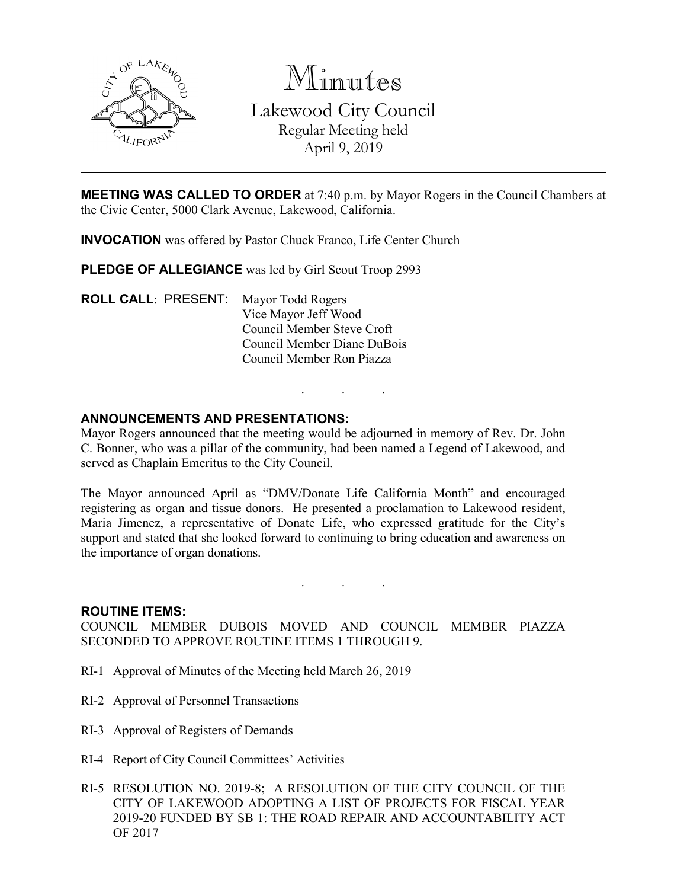# Minutes

Lakewood City Council
Regular Meeting held
April 9, 2019

**MEETING WAS CALLED TO ORDER** at 7:40 p.m. by Mayor Rogers in the Council Chambers at the Civic Center, 5000 Clark Avenue, Lakewood, California.

**INVOCATION** was offered by Pastor Chuck Franco, Life Center Church

**PLEDGE OF ALLEGIANCE** was led by Girl Scout Troop 2993

**ROLL CALL**: PRESENT: Mayor Todd Rogers
Vice Mayor Jeff Wood
Council Member Steve Croft
Council Member Diane DuBois
Council Member Ron Piazza

. . .

**ANNOUNCEMENTS AND PRESENTATIONS:**

Mayor Rogers announced that the meeting would be adjourned in memory of Rev. Dr. John C. Bonner, who was a pillar of the community, had been named a Legend of Lakewood, and served as Chaplain Emeritus to the City Council.

The Mayor announced April as "DMV/Donate Life California Month" and encouraged registering as organ and tissue donors. He presented a proclamation to Lakewood resident, Maria Jimenez, a representative of Donate Life, who expressed gratitude for the City's support and stated that she looked forward to continuing to bring education and awareness on the importance of organ donations.

. . .

**ROUTINE ITEMS:**

COUNCIL MEMBER DUBOIS MOVED AND COUNCIL MEMBER PIAZZA SECONDED TO APPROVE ROUTINE ITEMS 1 THROUGH 9.

RI-1 Approval of Minutes of the Meeting held March 26, 2019

RI-2 Approval of Personnel Transactions

RI-3 Approval of Registers of Demands

RI-4 Report of City Council Committees' Activities

RI-5 RESOLUTION NO. 2019-8; A RESOLUTION OF THE CITY COUNCIL OF THE CITY OF LAKEWOOD ADOPTING A LIST OF PROJECTS FOR FISCAL YEAR 2019-20 FUNDED BY SB 1: THE ROAD REPAIR AND ACCOUNTABILITY ACT OF 2017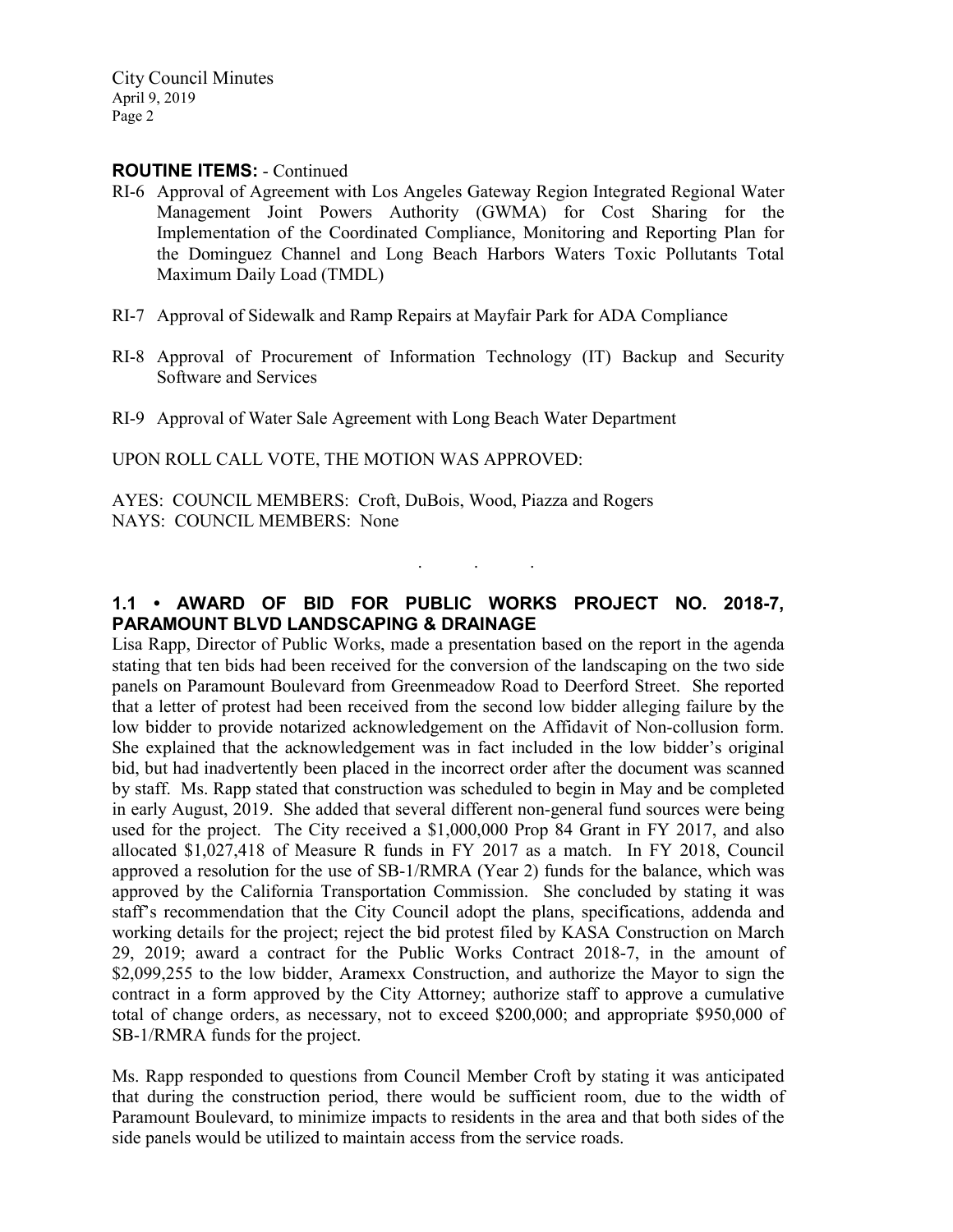**ROUTINE ITEMS:** - Continued

RI-6 Approval of Agreement with Los Angeles Gateway Region Integrated Regional Water Management Joint Powers Authority (GWMA) for Cost Sharing for the Implementation of the Coordinated Compliance, Monitoring and Reporting Plan for the Dominguez Channel and Long Beach Harbors Waters Toxic Pollutants Total Maximum Daily Load (TMDL)

RI-7 Approval of Sidewalk and Ramp Repairs at Mayfair Park for ADA Compliance

RI-8 Approval of Procurement of Information Technology (IT) Backup and Security Software and Services

RI-9 Approval of Water Sale Agreement with Long Beach Water Department

UPON ROLL CALL VOTE, THE MOTION WAS APPROVED:

AYES: COUNCIL MEMBERS: Croft, DuBois, Wood, Piazza and Rogers
NAYS: COUNCIL MEMBERS: None

. . .

## 1.1 • AWARD OF BID FOR PUBLIC WORKS PROJECT NO. 2018-7, PARAMOUNT BLVD LANDSCAPING & DRAINAGE

Lisa Rapp, Director of Public Works, made a presentation based on the report in the agenda stating that ten bids had been received for the conversion of the landscaping on the two side panels on Paramount Boulevard from Greenmeadow Road to Deerford Street. She reported that a letter of protest had been received from the second low bidder alleging failure by the low bidder to provide notarized acknowledgement on the Affidavit of Non-collusion form. She explained that the acknowledgement was in fact included in the low bidder's original bid, but had inadvertently been placed in the incorrect order after the document was scanned by staff. Ms. Rapp stated that construction was scheduled to begin in May and be completed in early August, 2019. She added that several different non-general fund sources were being used for the project. The City received a $1,000,000 Prop 84 Grant in FY 2017, and also allocated $1,027,418 of Measure R funds in FY 2017 as a match. In FY 2018, Council approved a resolution for the use of SB-1/RMRA (Year 2) funds for the balance, which was approved by the California Transportation Commission. She concluded by stating it was staff's recommendation that the City Council adopt the plans, specifications, addenda and working details for the project; reject the bid protest filed by KASA Construction on March 29, 2019; award a contract for the Public Works Contract 2018-7, in the amount of $2,099,255 to the low bidder, Aramexx Construction, and authorize the Mayor to sign the contract in a form approved by the City Attorney; authorize staff to approve a cumulative total of change orders, as necessary, not to exceed $200,000; and appropriate $950,000 of SB-1/RMRA funds for the project.

Ms. Rapp responded to questions from Council Member Croft by stating it was anticipated that during the construction period, there would be sufficient room, due to the width of Paramount Boulevard, to minimize impacts to residents in the area and that both sides of the side panels would be utilized to maintain access from the service roads.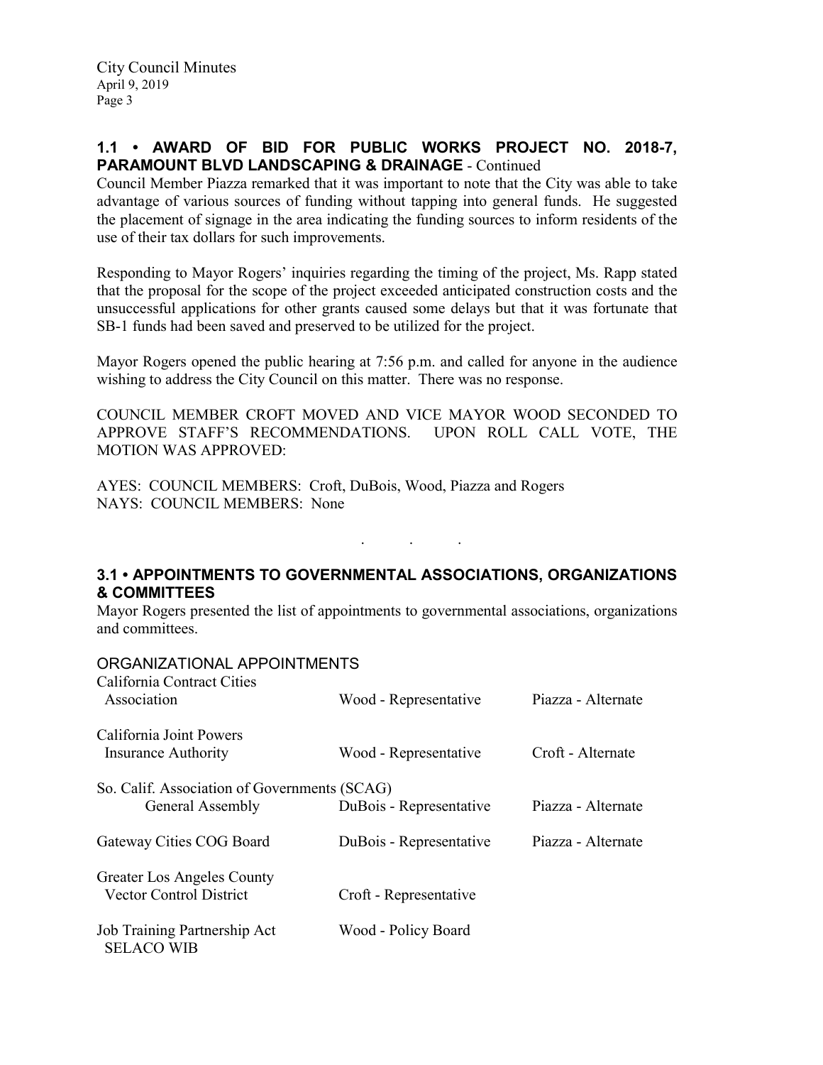## 1.1 • AWARD OF BID FOR PUBLIC WORKS PROJECT NO. 2018-7, PARAMOUNT BLVD LANDSCAPING & DRAINAGE - Continued

Council Member Piazza remarked that it was important to note that the City was able to take advantage of various sources of funding without tapping into general funds. He suggested the placement of signage in the area indicating the funding sources to inform residents of the use of their tax dollars for such improvements.

Responding to Mayor Rogers' inquiries regarding the timing of the project, Ms. Rapp stated that the proposal for the scope of the project exceeded anticipated construction costs and the unsuccessful applications for other grants caused some delays but that it was fortunate that SB-1 funds had been saved and preserved to be utilized for the project.

Mayor Rogers opened the public hearing at 7:56 p.m. and called for anyone in the audience wishing to address the City Council on this matter. There was no response.

COUNCIL MEMBER CROFT MOVED AND VICE MAYOR WOOD SECONDED TO APPROVE STAFF'S RECOMMENDATIONS. UPON ROLL CALL VOTE, THE MOTION WAS APPROVED:

AYES: COUNCIL MEMBERS: Croft, DuBois, Wood, Piazza and Rogers
NAYS: COUNCIL MEMBERS: None

. . .

## 3.1 • APPOINTMENTS TO GOVERNMENTAL ASSOCIATIONS, ORGANIZATIONS & COMMITTEES

Mayor Rogers presented the list of appointments to governmental associations, organizations and committees.

### ORGANIZATIONAL APPOINTMENTS

| Organization | Representative | Alternate |
|---|---|---|
| California Contract Cities Association | Wood - Representative | Piazza - Alternate |
| California Joint Powers Insurance Authority | Wood - Representative | Croft - Alternate |
| So. Calif. Association of Governments (SCAG) General Assembly | DuBois - Representative | Piazza - Alternate |
| Gateway Cities COG Board | DuBois - Representative | Piazza - Alternate |
| Greater Los Angeles County Vector Control District | Croft - Representative | |
| Job Training Partnership Act SELACO WIB | Wood - Policy Board | |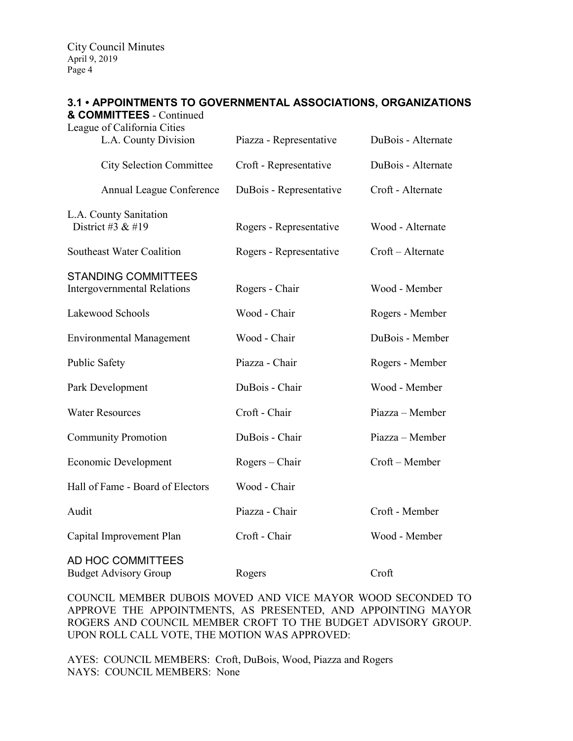### 3.1 • APPOINTMENTS TO GOVERNMENTAL ASSOCIATIONS, ORGANIZATIONS & COMMITTEES - Continued

| | | |
|---|---|---|
| League of California Cities | | |
| L.A. County Division | Piazza - Representative | DuBois - Alternate |
| City Selection Committee | Croft - Representative | DuBois - Alternate |
| Annual League Conference | DuBois - Representative | Croft - Alternate |
| L.A. County Sanitation District #3 & #19 | Rogers - Representative | Wood - Alternate |
| Southeast Water Coalition | Rogers - Representative | Croft – Alternate |
| **STANDING COMMITTEES** | | |
| Intergovernmental Relations | Rogers - Chair | Wood - Member |
| Lakewood Schools | Wood - Chair | Rogers - Member |
| Environmental Management | Wood - Chair | DuBois - Member |
| Public Safety | Piazza - Chair | Rogers - Member |
| Park Development | DuBois - Chair | Wood - Member |
| Water Resources | Croft - Chair | Piazza – Member |
| Community Promotion | DuBois - Chair | Piazza – Member |
| Economic Development | Rogers – Chair | Croft – Member |
| Hall of Fame - Board of Electors | Wood - Chair | |
| Audit | Piazza - Chair | Croft - Member |
| Capital Improvement Plan | Croft - Chair | Wood - Member |
| **AD HOC COMMITTEES** | | |
| Budget Advisory Group | Rogers | Croft |

COUNCIL MEMBER DUBOIS MOVED AND VICE MAYOR WOOD SECONDED TO APPROVE THE APPOINTMENTS, AS PRESENTED, AND APPOINTING MAYOR ROGERS AND COUNCIL MEMBER CROFT TO THE BUDGET ADVISORY GROUP. UPON ROLL CALL VOTE, THE MOTION WAS APPROVED:

AYES: COUNCIL MEMBERS: Croft, DuBois, Wood, Piazza and Rogers
NAYS: COUNCIL MEMBERS: None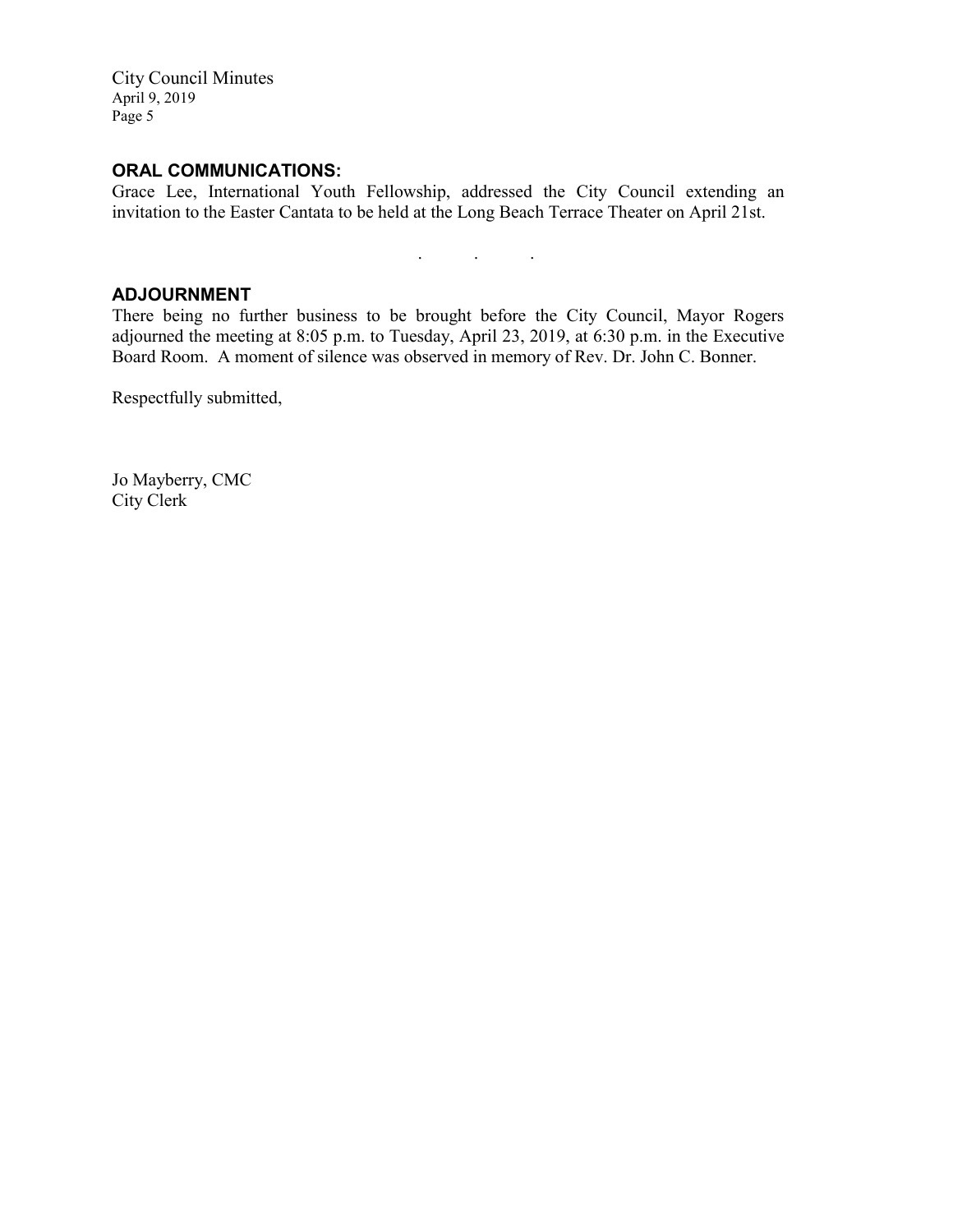## ORAL COMMUNICATIONS:

Grace Lee, International Youth Fellowship, addressed the City Council extending an invitation to the Easter Cantata to be held at the Long Beach Terrace Theater on April 21st.

. . .

## ADJOURNMENT

There being no further business to be brought before the City Council, Mayor Rogers adjourned the meeting at 8:05 p.m. to Tuesday, April 23, 2019, at 6:30 p.m. in the Executive Board Room. A moment of silence was observed in memory of Rev. Dr. John C. Bonner.

Respectfully submitted,

Jo Mayberry, CMC
City Clerk